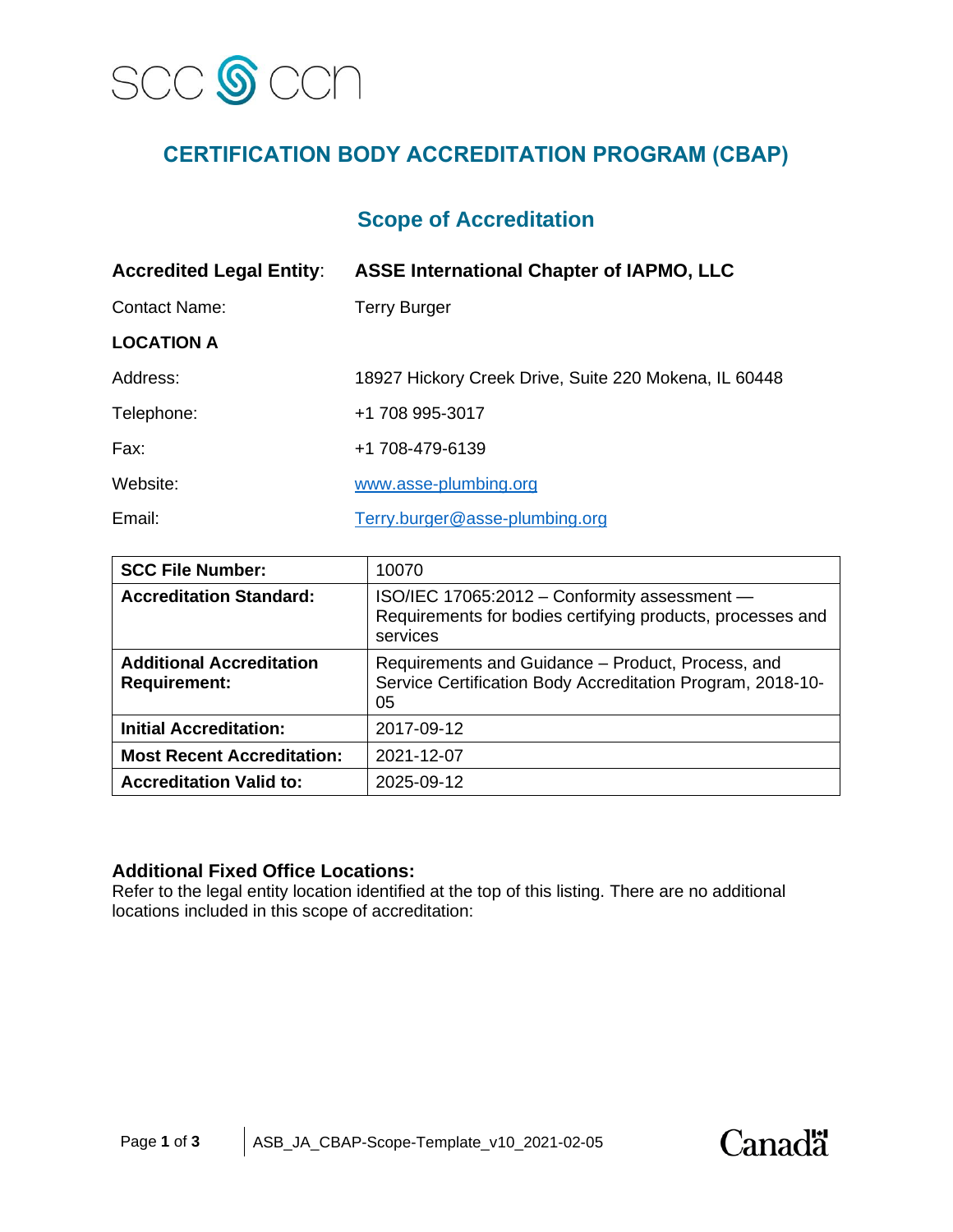# CERTIFICATION BODY ACCREDITATION PROGRAM (CBAP)

## Scope of Accreditation

**Accredited Legal Entity**: **ASSE International Chapter of IAPMO, LLC**

Contact Name: Terry Burger

**LOCATION A**

Address: 18927 Hickory Creek Drive, Suite 220 Mokena, IL 60448

Telephone: +1 708 995-3017

Fax: +1 708-479-6139

Website: www.asse-plumbing.org

Email: Terry.burger@asse-plumbing.org

| **SCC File Number:** | 10070 |
|---|---|
| **Accreditation Standard:** | ISO/IEC 17065:2012 – Conformity assessment — Requirements for bodies certifying products, processes and services |
| **Additional Accreditation Requirement:** | Requirements and Guidance – Product, Process, and Service Certification Body Accreditation Program, 2018-10-05 |
| **Initial Accreditation:** | 2017-09-12 |
| **Most Recent Accreditation:** | 2021-12-07 |
| **Accreditation Valid to:** | 2025-09-12 |

### Additional Fixed Office Locations:

Refer to the legal entity location identified at the top of this listing. There are no additional locations included in this scope of accreditation: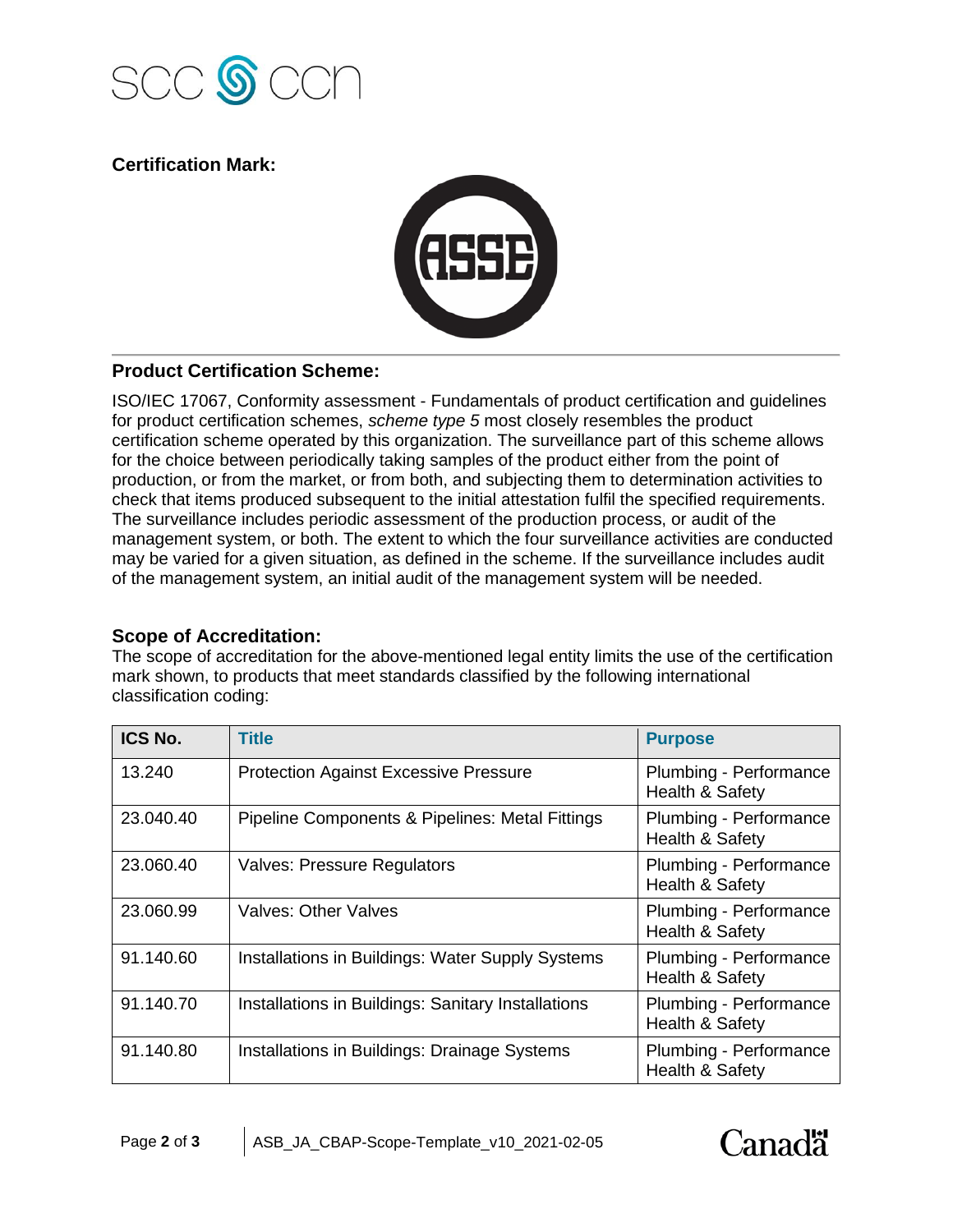## Certification Mark:

## Product Certification Scheme:

ISO/IEC 17067, Conformity assessment - Fundamentals of product certification and guidelines for product certification schemes, *scheme type 5* most closely resembles the product certification scheme operated by this organization. The surveillance part of this scheme allows for the choice between periodically taking samples of the product either from the point of production, or from the market, or from both, and subjecting them to determination activities to check that items produced subsequent to the initial attestation fulfil the specified requirements. The surveillance includes periodic assessment of the production process, or audit of the management system, or both. The extent to which the four surveillance activities are conducted may be varied for a given situation, as defined in the scheme. If the surveillance includes audit of the management system, an initial audit of the management system will be needed.

## Scope of Accreditation:

The scope of accreditation for the above-mentioned legal entity limits the use of the certification mark shown, to products that meet standards classified by the following international classification coding:

| ICS No. | Title | Purpose |
|---|---|---|
| 13.240 | Protection Against Excessive Pressure | Plumbing - Performance Health & Safety |
| 23.040.40 | Pipeline Components & Pipelines: Metal Fittings | Plumbing - Performance Health & Safety |
| 23.060.40 | Valves: Pressure Regulators | Plumbing - Performance Health & Safety |
| 23.060.99 | Valves: Other Valves | Plumbing - Performance Health & Safety |
| 91.140.60 | Installations in Buildings: Water Supply Systems | Plumbing - Performance Health & Safety |
| 91.140.70 | Installations in Buildings: Sanitary Installations | Plumbing - Performance Health & Safety |
| 91.140.80 | Installations in Buildings: Drainage Systems | Plumbing - Performance Health & Safety |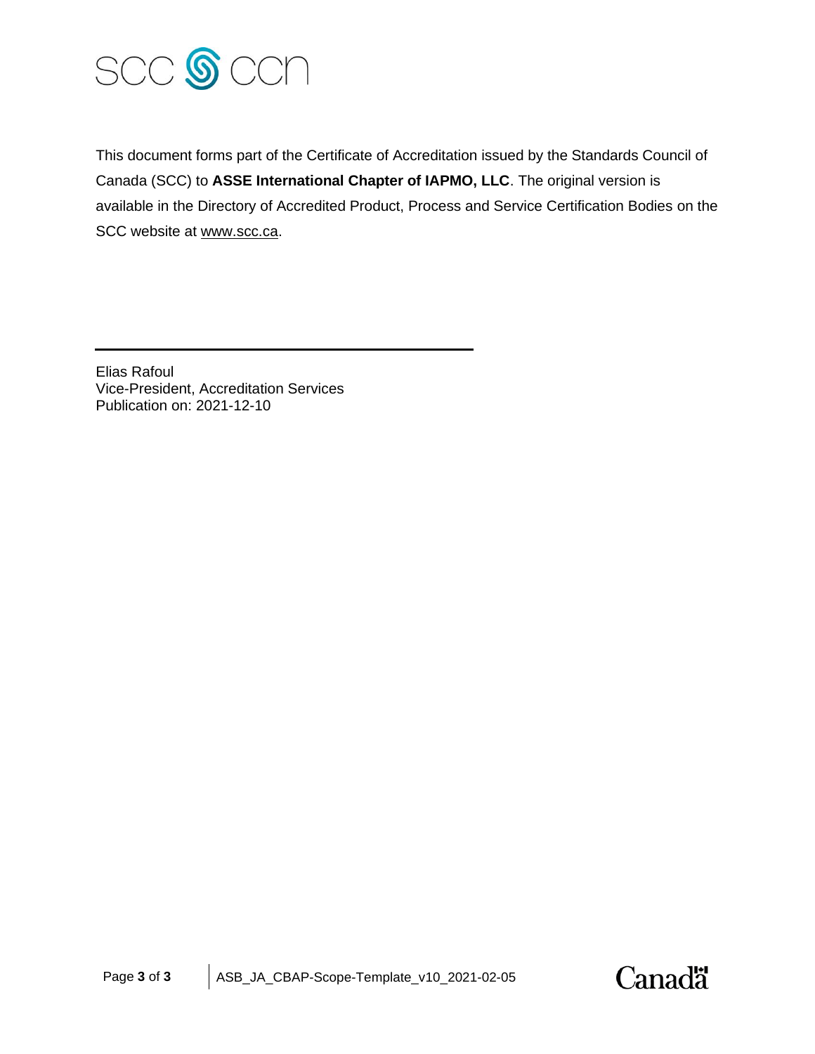This document forms part of the Certificate of Accreditation issued by the Standards Council of Canada (SCC) to **ASSE International Chapter of IAPMO, LLC**. The original version is available in the Directory of Accredited Product, Process and Service Certification Bodies on the SCC website at www.scc.ca.

---

Elias Rafoul
Vice-President, Accreditation Services
Publication on: 2021-12-10